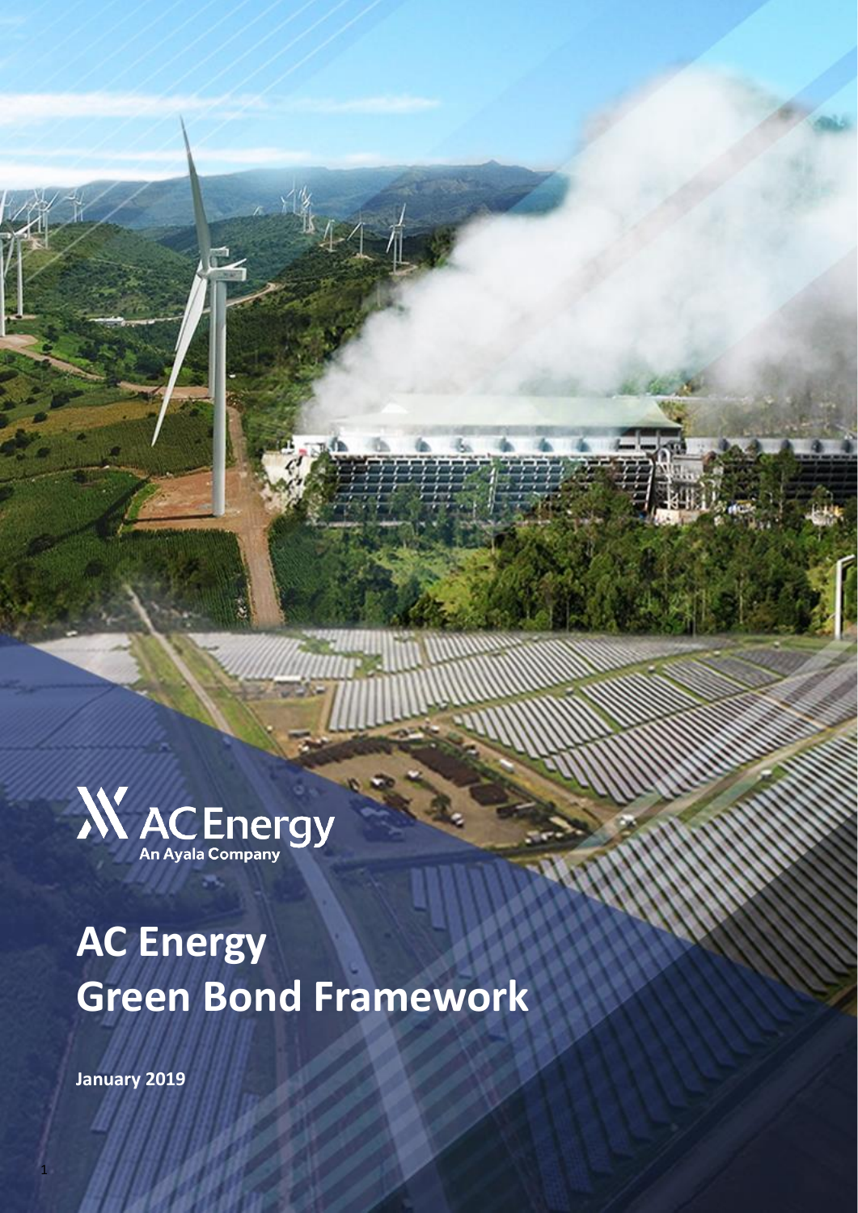AC Energy
An Ayala Company

# AC Energy Green Bond Framework

**January 2019**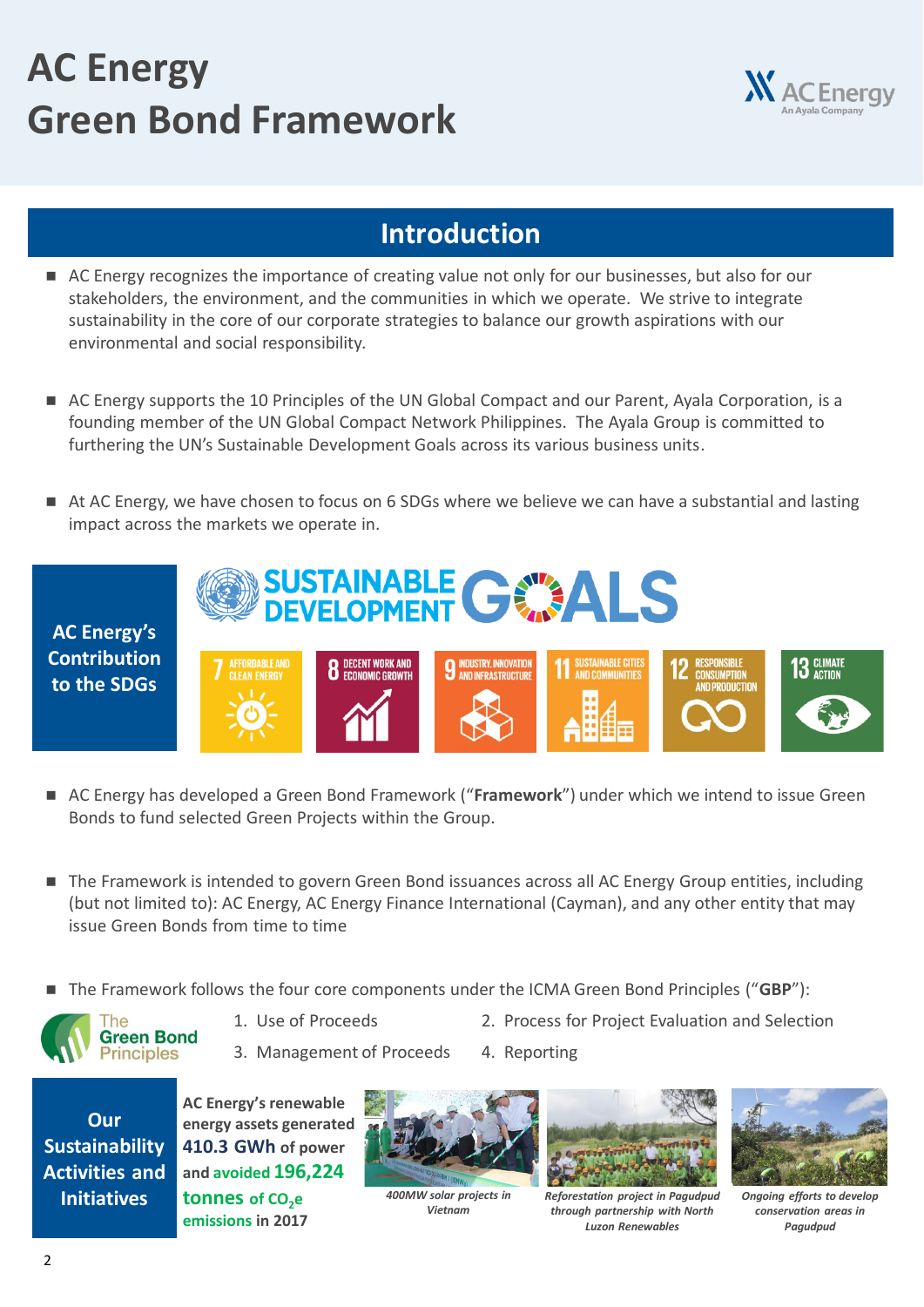# AC Energy Green Bond Framework

## Introduction

- AC Energy recognizes the importance of creating value not only for our businesses, but also for our stakeholders, the environment, and the communities in which we operate. We strive to integrate sustainability in the core of our corporate strategies to balance our growth aspirations with our environmental and social responsibility.

- AC Energy supports the 10 Principles of the UN Global Compact and our Parent, Ayala Corporation, is a founding member of the UN Global Compact Network Philippines. The Ayala Group is committed to furthering the UN's Sustainable Development Goals across its various business units.

- At AC Energy, we have chosen to focus on 6 SDGs where we believe we can have a substantial and lasting impact across the markets we operate in.

**AC Energy's Contribution to the SDGs**

SUSTAINABLE DEVELOPMENT GOALS

7 AFFORDABLE AND CLEAN ENERGY
8 DECENT WORK AND ECONOMIC GROWTH
9 INDUSTRY, INNOVATION AND INFRASTRUCTURE
11 SUSTAINABLE CITIES AND COMMUNITIES
12 RESPONSIBLE CONSUMPTION AND PRODUCTION
13 CLIMATE ACTION

- AC Energy has developed a Green Bond Framework ("**Framework**") under which we intend to issue Green Bonds to fund selected Green Projects within the Group.

- The Framework is intended to govern Green Bond issuances across all AC Energy Group entities, including (but not limited to): AC Energy, AC Energy Finance International (Cayman), and any other entity that may issue Green Bonds from time to time

- The Framework follows the four core components under the ICMA Green Bond Principles ("**GBP**"):

The Green Bond Principles

1. Use of Proceeds
2. Process for Project Evaluation and Selection
3. Management of Proceeds
4. Reporting

**Our Sustainability Activities and Initiatives**

**AC Energy's renewable energy assets generated 410.3 GWh of power and avoided 196,224 tonnes of $CO_2e$ emissions in 2017**

*400MW solar projects in Vietnam*

*Reforestation project in Pagudpud through partnership with North Luzon Renewables*

*Ongoing efforts to develop conservation areas in Pagudpud*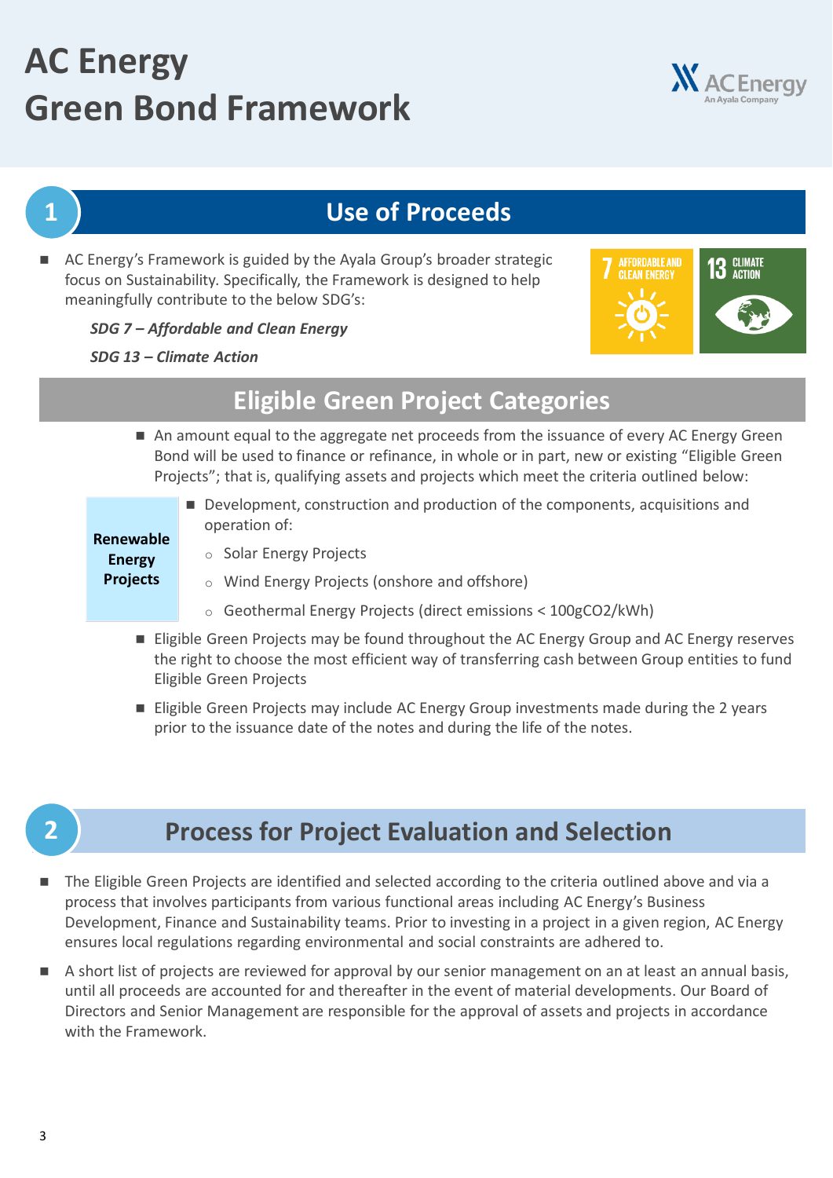# AC Energy Green Bond Framework

## 1 Use of Proceeds

- AC Energy's Framework is guided by the Ayala Group's broader strategic focus on Sustainability. Specifically, the Framework is designed to help meaningfully contribute to the below SDG's:

  *SDG 7 – Affordable and Clean Energy*

  *SDG 13 – Climate Action*

7 AFFORDABLE AND CLEAN ENERGY

13 CLIMATE ACTION

### Eligible Green Project Categories

- An amount equal to the aggregate net proceeds from the issuance of every AC Energy Green Bond will be used to finance or refinance, in whole or in part, new or existing "Eligible Green Projects"; that is, qualifying assets and projects which meet the criteria outlined below:

**Renewable Energy Projects**

- Development, construction and production of the components, acquisitions and operation of:
  - Solar Energy Projects
  - Wind Energy Projects (onshore and offshore)
  - Geothermal Energy Projects (direct emissions < 100g$CO_2$/kWh)

- Eligible Green Projects may be found throughout the AC Energy Group and AC Energy reserves the right to choose the most efficient way of transferring cash between Group entities to fund Eligible Green Projects
- Eligible Green Projects may include AC Energy Group investments made during the 2 years prior to the issuance date of the notes and during the life of the notes.

## 2 Process for Project Evaluation and Selection

- The Eligible Green Projects are identified and selected according to the criteria outlined above and via a process that involves participants from various functional areas including AC Energy's Business Development, Finance and Sustainability teams. Prior to investing in a project in a given region, AC Energy ensures local regulations regarding environmental and social constraints are adhered to.
- A short list of projects are reviewed for approval by our senior management on an at least an annual basis, until all proceeds are accounted for and thereafter in the event of material developments. Our Board of Directors and Senior Management are responsible for the approval of assets and projects in accordance with the Framework.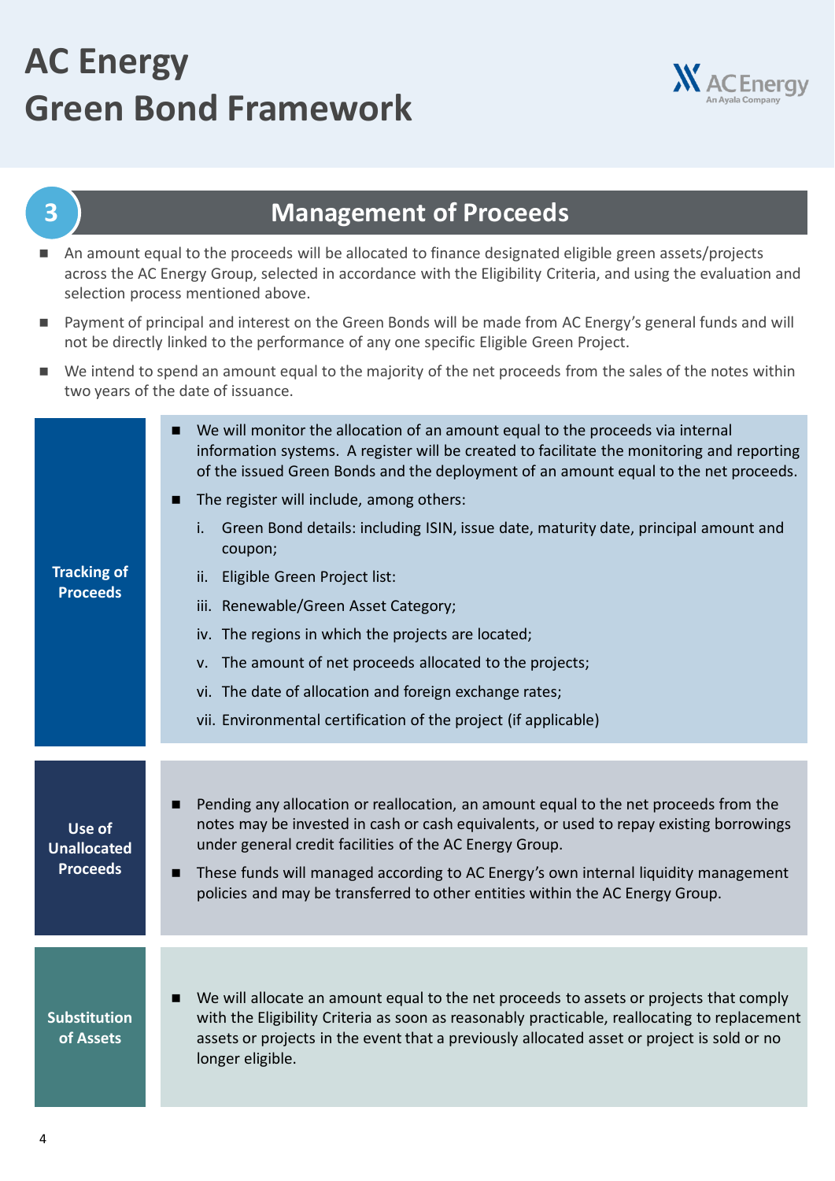# AC Energy Green Bond Framework

## 3 Management of Proceeds

- An amount equal to the proceeds will be allocated to finance designated eligible green assets/projects across the AC Energy Group, selected in accordance with the Eligibility Criteria, and using the evaluation and selection process mentioned above.
- Payment of principal and interest on the Green Bonds will be made from AC Energy's general funds and will not be directly linked to the performance of any one specific Eligible Green Project.
- We intend to spend an amount equal to the majority of the net proceeds from the sales of the notes within two years of the date of issuance.

### Tracking of Proceeds

- We will monitor the allocation of an amount equal to the proceeds via internal information systems. A register will be created to facilitate the monitoring and reporting of the issued Green Bonds and the deployment of an amount equal to the net proceeds.
- The register will include, among others:
  - i. Green Bond details: including ISIN, issue date, maturity date, principal amount and coupon;
  - ii. Eligible Green Project list:
  - iii. Renewable/Green Asset Category;
  - iv. The regions in which the projects are located;
  - v. The amount of net proceeds allocated to the projects;
  - vi. The date of allocation and foreign exchange rates;
  - vii. Environmental certification of the project (if applicable)

### Use of Unallocated Proceeds

- Pending any allocation or reallocation, an amount equal to the net proceeds from the notes may be invested in cash or cash equivalents, or used to repay existing borrowings under general credit facilities of the AC Energy Group.
- These funds will managed according to AC Energy's own internal liquidity management policies and may be transferred to other entities within the AC Energy Group.

### Substitution of Assets

- We will allocate an amount equal to the net proceeds to assets or projects that comply with the Eligibility Criteria as soon as reasonably practicable, reallocating to replacement assets or projects in the event that a previously allocated asset or project is sold or no longer eligible.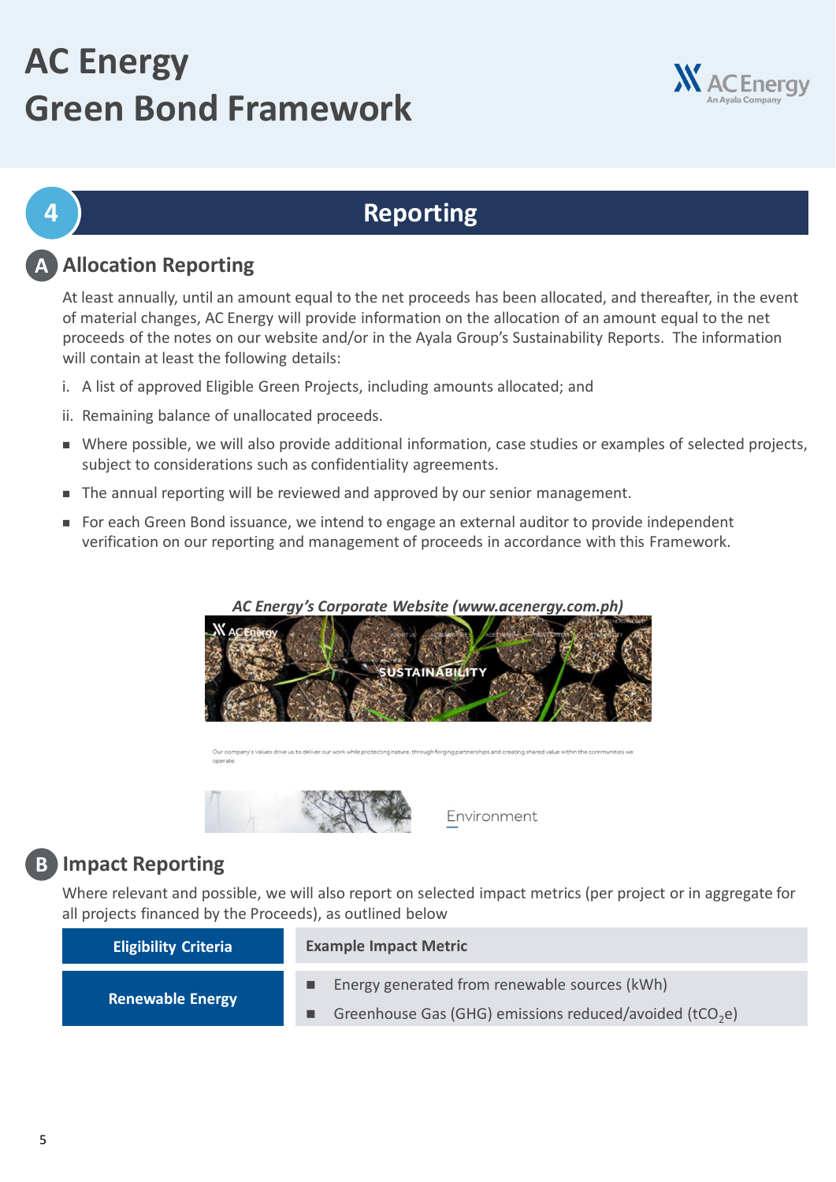# 4 Reporting

## A Allocation Reporting

At least annually, until an amount equal to the net proceeds has been allocated, and thereafter, in the event of material changes, AC Energy will provide information on the allocation of an amount equal to the net proceeds of the notes on our website and/or in the Ayala Group's Sustainability Reports. The information will contain at least the following details:

i. A list of approved Eligible Green Projects, including amounts allocated; and

ii. Remaining balance of unallocated proceeds.

- Where possible, we will also provide additional information, case studies or examples of selected projects, subject to considerations such as confidentiality agreements.
- The annual reporting will be reviewed and approved by our senior management.
- For each Green Bond issuance, we intend to engage an external auditor to provide independent verification on our reporting and management of proceeds in accordance with this Framework.

*AC Energy's Corporate Website (www.acenergy.com.ph)*

SUSTAINABILITY

Our company's values drive us to deliver our work while protecting nature, through forging partnerships and creating shared value within the communities we operate.

Environment

## B Impact Reporting

Where relevant and possible, we will also report on selected impact metrics (per project or in aggregate for all projects financed by the Proceeds), as outlined below

| Eligibility Criteria | Example Impact Metric |
| --- | --- |
| Renewable Energy | - Energy generated from renewable sources (kWh)<br>- Greenhouse Gas (GHG) emissions reduced/avoided ($tCO_2e$) |